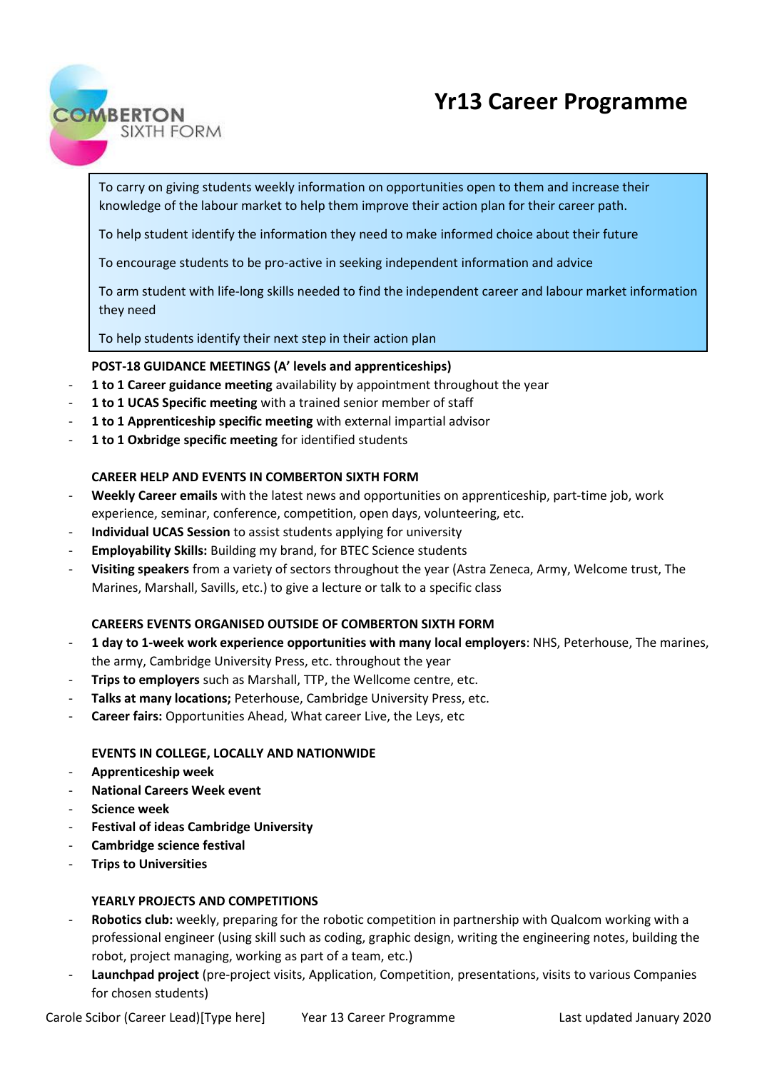COMBERTON SIXTH FORM

# Yr13 Career Programme

> To carry on giving students weekly information on opportunities open to them and increase their knowledge of the labour market to help them improve their action plan for their career path.
>
> To help student identify the information they need to make informed choice about their future
>
> To encourage students to be pro-active in seeking independent information and advice
>
> To arm student with life-long skills needed to find the independent career and labour market information they need
>
> To help students identify their next step in their action plan

**POST-18 GUIDANCE MEETINGS (A' levels and apprenticeships)**

- **1 to 1 Career guidance meeting** availability by appointment throughout the year
- **1 to 1 UCAS Specific meeting** with a trained senior member of staff
- **1 to 1 Apprenticeship specific meeting** with external impartial advisor
- **1 to 1 Oxbridge specific meeting** for identified students

**CAREER HELP AND EVENTS IN COMBERTON SIXTH FORM**

- **Weekly Career emails** with the latest news and opportunities on apprenticeship, part-time job, work experience, seminar, conference, competition, open days, volunteering, etc.
- **Individual UCAS Session** to assist students applying for university
- **Employability Skills:** Building my brand, for BTEC Science students
- **Visiting speakers** from a variety of sectors throughout the year (Astra Zeneca, Army, Welcome trust, The Marines, Marshall, Savills, etc.) to give a lecture or talk to a specific class

**CAREERS EVENTS ORGANISED OUTSIDE OF COMBERTON SIXTH FORM**

- **1 day to 1-week work experience opportunities with many local employers**: NHS, Peterhouse, The marines, the army, Cambridge University Press, etc. throughout the year
- **Trips to employers** such as Marshall, TTP, the Wellcome centre, etc.
- **Talks at many locations;** Peterhouse, Cambridge University Press, etc.
- **Career fairs:** Opportunities Ahead, What career Live, the Leys, etc

**EVENTS IN COLLEGE, LOCALLY AND NATIONWIDE**

- **Apprenticeship week**
- **National Careers Week event**
- **Science week**
- **Festival of ideas Cambridge University**
- **Cambridge science festival**
- **Trips to Universities**

**YEARLY PROJECTS AND COMPETITIONS**

- **Robotics club:** weekly, preparing for the robotic competition in partnership with Qualcom working with a professional engineer (using skill such as coding, graphic design, writing the engineering notes, building the robot, project managing, working as part of a team, etc.)
- **Launchpad project** (pre-project visits, Application, Competition, presentations, visits to various Companies for chosen students)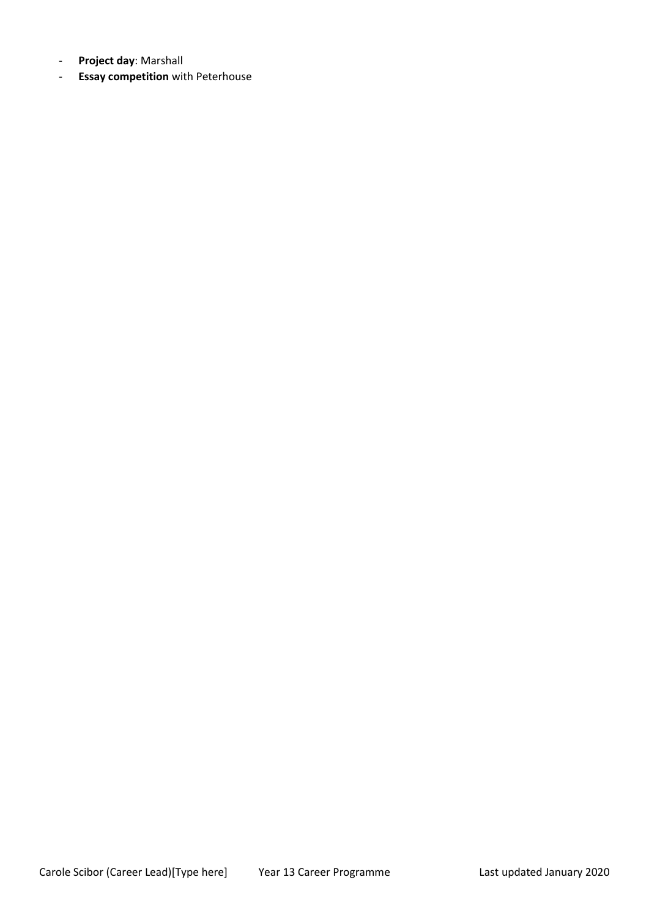- **Project day**: Marshall
- **Essay competition** with Peterhouse